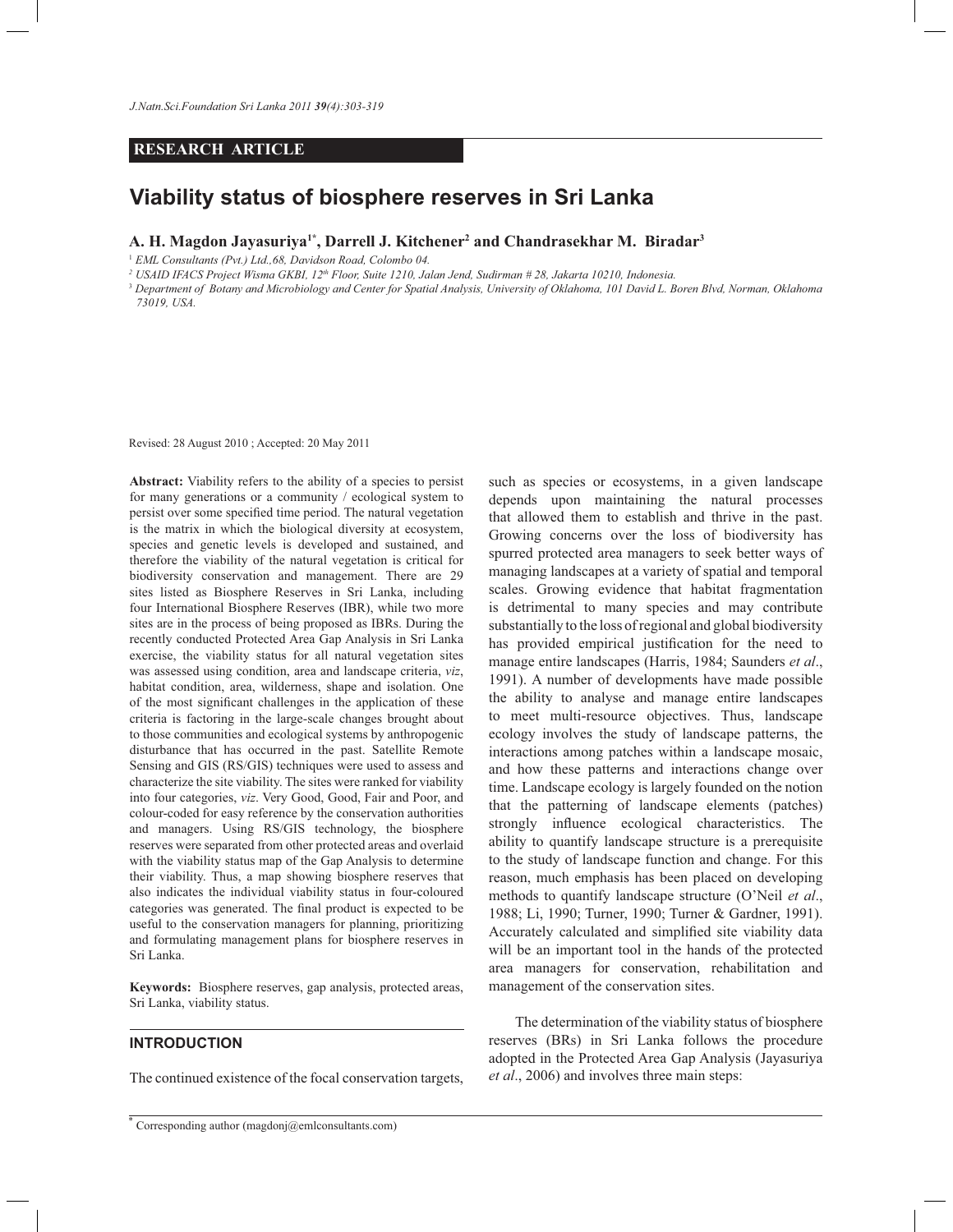**RESEARCH ARTICLE**

# Viability status of biosphere reserves in Sri Lanka

**A. H. Magdon Jayasuriya[1*], Darrell J. Kitchener[2] and Chandrasekhar M. Biradar[3]**

[1] *EML Consultants (Pvt.) Ltd.,68, Davidson Road, Colombo 04.*

[2] *USAID IFACS Project Wisma GKBI, 12th Floor, Suite 1210, Jalan Jend, Sudirman # 28, Jakarta 10210, Indonesia.*

[3] *Department of Botany and Microbiology and Center for Spatial Analysis, University of Oklahoma, 101 David L. Boren Blvd, Norman, Oklahoma 73019, USA.*

Revised: 28 August 2010 ; Accepted: 20 May 2011

**Abstract:** Viability refers to the ability of a species to persist for many generations or a community / ecological system to persist over some specified time period. The natural vegetation is the matrix in which the biological diversity at ecosystem, species and genetic levels is developed and sustained, and therefore the viability of the natural vegetation is critical for biodiversity conservation and management. There are 29 sites listed as Biosphere Reserves in Sri Lanka, including four International Biosphere Reserves (IBR), while two more sites are in the process of being proposed as IBRs. During the recently conducted Protected Area Gap Analysis in Sri Lanka exercise, the viability status for all natural vegetation sites was assessed using condition, area and landscape criteria, *viz*, habitat condition, area, wilderness, shape and isolation. One of the most significant challenges in the application of these criteria is factoring in the large-scale changes brought about to those communities and ecological systems by anthropogenic disturbance that has occurred in the past. Satellite Remote Sensing and GIS (RS/GIS) techniques were used to assess and characterize the site viability. The sites were ranked for viability into four categories, *viz*. Very Good, Good, Fair and Poor, and colour-coded for easy reference by the conservation authorities and managers. Using RS/GIS technology, the biosphere reserves were separated from other protected areas and overlaid with the viability status map of the Gap Analysis to determine their viability. Thus, a map showing biosphere reserves that also indicates the individual viability status in four-coloured categories was generated. The final product is expected to be useful to the conservation managers for planning, prioritizing and formulating management plans for biosphere reserves in Sri Lanka.

**Keywords:** Biosphere reserves, gap analysis, protected areas, Sri Lanka, viability status.

## INTRODUCTION

The continued existence of the focal conservation targets, such as species or ecosystems, in a given landscape depends upon maintaining the natural processes that allowed them to establish and thrive in the past. Growing concerns over the loss of biodiversity has spurred protected area managers to seek better ways of managing landscapes at a variety of spatial and temporal scales. Growing evidence that habitat fragmentation is detrimental to many species and may contribute substantially to the loss of regional and global biodiversity has provided empirical justification for the need to manage entire landscapes (Harris, 1984; Saunders *et al*., 1991). A number of developments have made possible the ability to analyse and manage entire landscapes to meet multi-resource objectives. Thus, landscape ecology involves the study of landscape patterns, the interactions among patches within a landscape mosaic, and how these patterns and interactions change over time. Landscape ecology is largely founded on the notion that the patterning of landscape elements (patches) strongly influence ecological characteristics. The ability to quantify landscape structure is a prerequisite to the study of landscape function and change. For this reason, much emphasis has been placed on developing methods to quantify landscape structure (O'Neil *et al*., 1988; Li, 1990; Turner, 1990; Turner & Gardner, 1991). Accurately calculated and simplified site viability data will be an important tool in the hands of the protected area managers for conservation, rehabilitation and management of the conservation sites.

The determination of the viability status of biosphere reserves (BRs) in Sri Lanka follows the procedure adopted in the Protected Area Gap Analysis (Jayasuriya *et al*., 2006) and involves three main steps:

[*] Corresponding author (magdonj@emlconsultants.com)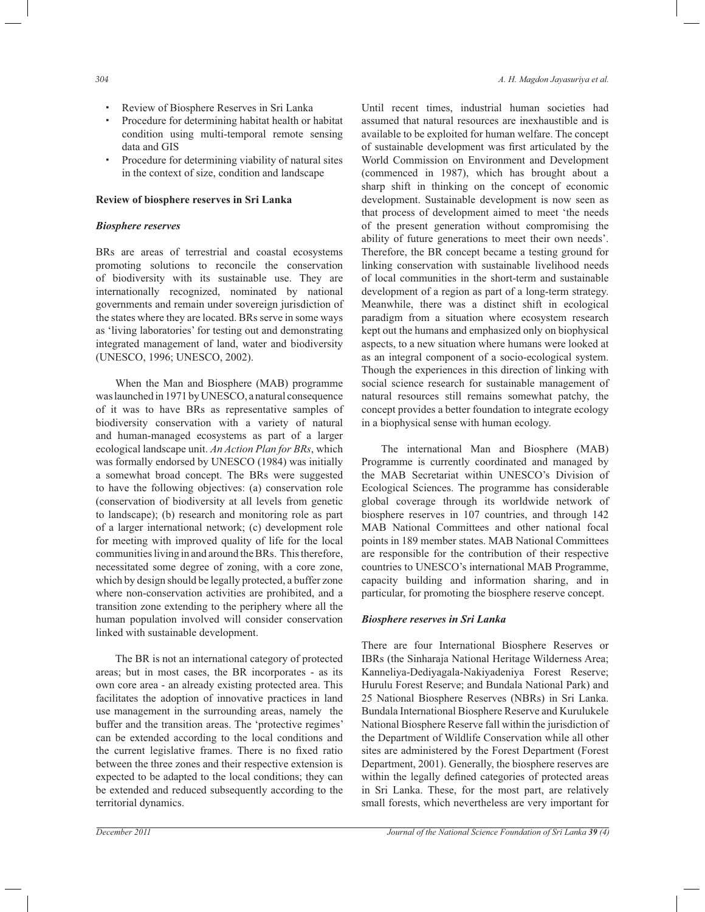- Review of Biosphere Reserves in Sri Lanka
- Procedure for determining habitat health or habitat condition using multi-temporal remote sensing data and GIS
- Procedure for determining viability of natural sites in the context of size, condition and landscape

**Review of biosphere reserves in Sri Lanka**

***Biosphere reserves***

BRs are areas of terrestrial and coastal ecosystems promoting solutions to reconcile the conservation of biodiversity with its sustainable use. They are internationally recognized, nominated by national governments and remain under sovereign jurisdiction of the states where they are located. BRs serve in some ways as 'living laboratories' for testing out and demonstrating integrated management of land, water and biodiversity (UNESCO, 1996; UNESCO, 2002).

When the Man and Biosphere (MAB) programme was launched in 1971 by UNESCO, a natural consequence of it was to have BRs as representative samples of biodiversity conservation with a variety of natural and human-managed ecosystems as part of a larger ecological landscape unit. *An Action Plan for BRs*, which was formally endorsed by UNESCO (1984) was initially a somewhat broad concept. The BRs were suggested to have the following objectives: (a) conservation role (conservation of biodiversity at all levels from genetic to landscape); (b) research and monitoring role as part of a larger international network; (c) development role for meeting with improved quality of life for the local communities living in and around the BRs. This therefore, necessitated some degree of zoning, with a core zone, which by design should be legally protected, a buffer zone where non-conservation activities are prohibited, and a transition zone extending to the periphery where all the human population involved will consider conservation linked with sustainable development.

The BR is not an international category of protected areas; but in most cases, the BR incorporates - as its own core area - an already existing protected area. This facilitates the adoption of innovative practices in land use management in the surrounding areas, namely the buffer and the transition areas. The 'protective regimes' can be extended according to the local conditions and the current legislative frames. There is no fixed ratio between the three zones and their respective extension is expected to be adapted to the local conditions; they can be extended and reduced subsequently according to the territorial dynamics.

Until recent times, industrial human societies had assumed that natural resources are inexhaustible and is available to be exploited for human welfare. The concept of sustainable development was first articulated by the World Commission on Environment and Development (commenced in 1987), which has brought about a sharp shift in thinking on the concept of economic development. Sustainable development is now seen as that process of development aimed to meet 'the needs of the present generation without compromising the ability of future generations to meet their own needs'. Therefore, the BR concept became a testing ground for linking conservation with sustainable livelihood needs of local communities in the short-term and sustainable development of a region as part of a long-term strategy. Meanwhile, there was a distinct shift in ecological paradigm from a situation where ecosystem research kept out the humans and emphasized only on biophysical aspects, to a new situation where humans were looked at as an integral component of a socio-ecological system. Though the experiences in this direction of linking with social science research for sustainable management of natural resources still remains somewhat patchy, the concept provides a better foundation to integrate ecology in a biophysical sense with human ecology.

The international Man and Biosphere (MAB) Programme is currently coordinated and managed by the MAB Secretariat within UNESCO's Division of Ecological Sciences. The programme has considerable global coverage through its worldwide network of biosphere reserves in 107 countries, and through 142 MAB National Committees and other national focal points in 189 member states. MAB National Committees are responsible for the contribution of their respective countries to UNESCO's international MAB Programme, capacity building and information sharing, and in particular, for promoting the biosphere reserve concept.

***Biosphere reserves in Sri Lanka***

There are four International Biosphere Reserves or IBRs (the Sinharaja National Heritage Wilderness Area; Kanneliya-Dediyagala-Nakiyadeniya Forest Reserve; Hurulu Forest Reserve; and Bundala National Park) and 25 National Biosphere Reserves (NBRs) in Sri Lanka. Bundala International Biosphere Reserve and Kurulukele National Biosphere Reserve fall within the jurisdiction of the Department of Wildlife Conservation while all other sites are administered by the Forest Department (Forest Department, 2001). Generally, the biosphere reserves are within the legally defined categories of protected areas in Sri Lanka. These, for the most part, are relatively small forests, which nevertheless are very important for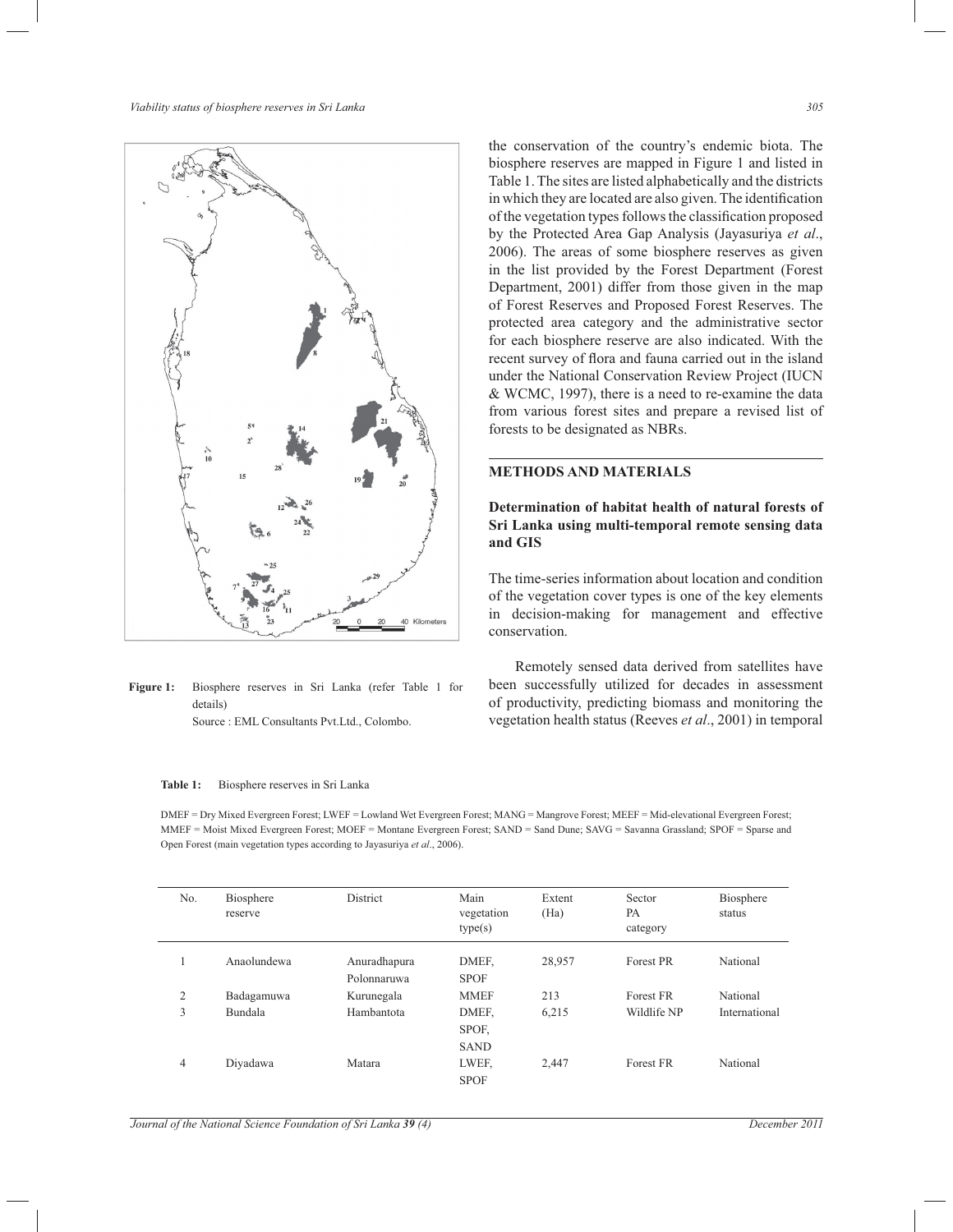**Figure 1:** Biosphere reserves in Sri Lanka (refer Table 1 for details)
Source : EML Consultants Pvt.Ltd., Colombo.

the conservation of the country's endemic biota. The biosphere reserves are mapped in Figure 1 and listed in Table 1. The sites are listed alphabetically and the districts in which they are located are also given. The identification of the vegetation types follows the classification proposed by the Protected Area Gap Analysis (Jayasuriya *et al*., 2006). The areas of some biosphere reserves as given in the list provided by the Forest Department (Forest Department, 2001) differ from those given in the map of Forest Reserves and Proposed Forest Reserves. The protected area category and the administrative sector for each biosphere reserve are also indicated. With the recent survey of flora and fauna carried out in the island under the National Conservation Review Project (IUCN & WCMC, 1997), there is a need to re-examine the data from various forest sites and prepare a revised list of forests to be designated as NBRs.

## METHODS AND MATERIALS

### Determination of habitat health of natural forests of Sri Lanka using multi-temporal remote sensing data and GIS

The time-series information about location and condition of the vegetation cover types is one of the key elements in decision-making for management and effective conservation.

Remotely sensed data derived from satellites have been successfully utilized for decades in assessment of productivity, predicting biomass and monitoring the vegetation health status (Reeves *et al*., 2001) in temporal

**Table 1:** Biosphere reserves in Sri Lanka

DMEF = Dry Mixed Evergreen Forest; LWEF = Lowland Wet Evergreen Forest; MANG = Mangrove Forest; MEEF = Mid-elevational Evergreen Forest; MMEF = Moist Mixed Evergreen Forest; MOEF = Montane Evergreen Forest; SAND = Sand Dune; SAVG = Savanna Grassland; SPOF = Sparse and Open Forest (main vegetation types according to Jayasuriya *et al*., 2006).

| No. | Biosphere reserve | District | Main vegetation type(s) | Extent (Ha) | Sector PA category | Biosphere status |
|---|---|---|---|---|---|---|
| 1 | Anaolundewa | Anuradhapura Polonnaruwa | DMEF, SPOF | 28,957 | Forest PR | National |
| 2 | Badagamuwa | Kurunegala | MMEF | 213 | Forest FR | National |
| 3 | Bundala | Hambantota | DMEF, SPOF, SAND | 6,215 | Wildlife NP | International |
| 4 | Diyadawa | Matara | LWEF, SPOF | 2,447 | Forest FR | National |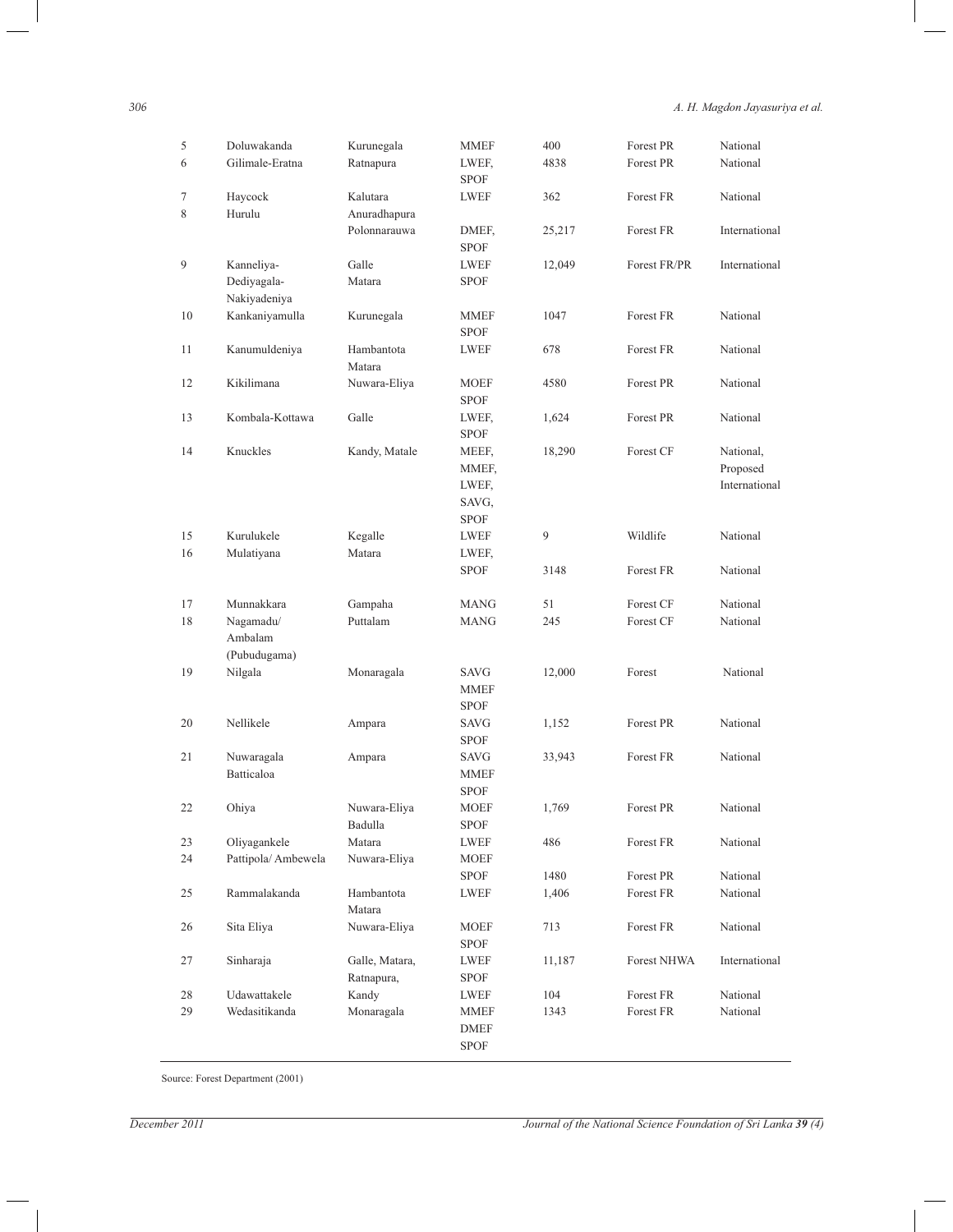| | | | | | | |
|---|---|---|---|---|---|---|
| 5 | Doluwakanda | Kurunegala | MMEF | 400 | Forest PR | National |
| 6 | Gilimale-Eratna | Ratnapura | LWEF, SPOF | 4838 | Forest PR | National |
| 7 | Haycock | Kalutara | LWEF | 362 | Forest FR | National |
| 8 | Hurulu | Anuradhapura Polonnaruwa | DMEF, SPOF | 25,217 | Forest FR | International |
| 9 | Kanneliya-Dediyagala-Nakiyadeniya | Galle Matara | LWEF SPOF | 12,049 | Forest FR/PR | International |
| 10 | Kankaniyamulla | Kurunegala | MMEF SPOF | 1047 | Forest FR | National |
| 11 | Kanumuldeniya | Hambantota Matara | LWEF | 678 | Forest FR | National |
| 12 | Kikilimana | Nuwara-Eliya | MOEF SPOF | 4580 | Forest PR | National |
| 13 | Kombala-Kottawa | Galle | LWEF, SPOF | 1,624 | Forest PR | National |
| 14 | Knuckles | Kandy, Matale | MEEF, MMEF, LWEF, SAVG, SPOF | 18,290 | Forest CF | National, Proposed International |
| 15 | Kurulukele | Kegalle | LWEF | 9 | Wildlife | National |
| 16 | Mulatiyana | Matara | LWEF, SPOF | 3148 | Forest FR | National |
| 17 | Munnakkara | Gampaha | MANG | 51 | Forest CF | National |
| 18 | Nagamadu/ Ambalam (Pubudugama) | Puttalam | MANG | 245 | Forest CF | National |
| 19 | Nilgala | Monaragala | SAVG MMEF SPOF | 12,000 | Forest | National |
| 20 | Nellikele | Ampara | SAVG SPOF | 1,152 | Forest PR | National |
| 21 | Nuwaragala Batticaloa | Ampara | SAVG MMEF SPOF | 33,943 | Forest FR | National |
| 22 | Ohiya | Nuwara-Eliya Badulla | MOEF SPOF | 1,769 | Forest PR | National |
| 23 | Oliyagankele | Matara | LWEF | 486 | Forest FR | National |
| 24 | Pattipola/ Ambewela | Nuwara-Eliya | MOEF SPOF | 1480 | Forest PR | National |
| 25 | Rammalakanda | Hambantota Matara | LWEF | 1,406 | Forest FR | National |
| 26 | Sita Eliya | Nuwara-Eliya | MOEF SPOF | 713 | Forest FR | National |
| 27 | Sinharaja | Galle, Matara, Ratnapura, | LWEF SPOF | 11,187 | Forest NHWA | International |
| 28 | Udawattakele | Kandy | LWEF | 104 | Forest FR | National |
| 29 | Wedasitikanda | Monaragala | MMEF DMEF SPOF | 1343 | Forest FR | National |

Source: Forest Department (2001)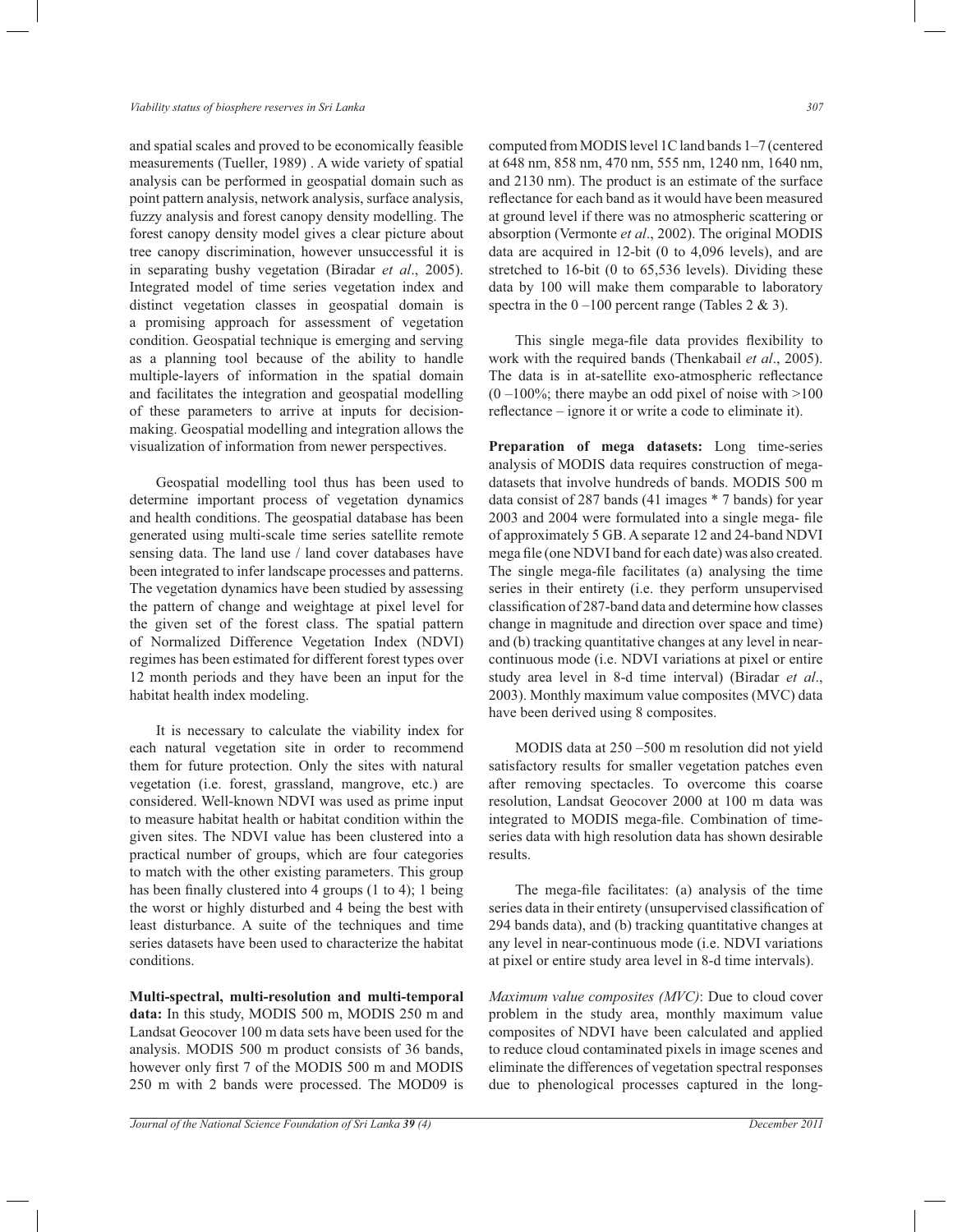and spatial scales and proved to be economically feasible measurements (Tueller, 1989) . A wide variety of spatial analysis can be performed in geospatial domain such as point pattern analysis, network analysis, surface analysis, fuzzy analysis and forest canopy density modelling. The forest canopy density model gives a clear picture about tree canopy discrimination, however unsuccessful it is in separating bushy vegetation (Biradar *et al*., 2005). Integrated model of time series vegetation index and distinct vegetation classes in geospatial domain is a promising approach for assessment of vegetation condition. Geospatial technique is emerging and serving as a planning tool because of the ability to handle multiple-layers of information in the spatial domain and facilitates the integration and geospatial modelling of these parameters to arrive at inputs for decision-making. Geospatial modelling and integration allows the visualization of information from newer perspectives.

Geospatial modelling tool thus has been used to determine important process of vegetation dynamics and health conditions. The geospatial database has been generated using multi-scale time series satellite remote sensing data. The land use / land cover databases have been integrated to infer landscape processes and patterns. The vegetation dynamics have been studied by assessing the pattern of change and weightage at pixel level for the given set of the forest class. The spatial pattern of Normalized Difference Vegetation Index (NDVI) regimes has been estimated for different forest types over 12 month periods and they have been an input for the habitat health index modeling.

It is necessary to calculate the viability index for each natural vegetation site in order to recommend them for future protection. Only the sites with natural vegetation (i.e. forest, grassland, mangrove, etc.) are considered. Well-known NDVI was used as prime input to measure habitat health or habitat condition within the given sites. The NDVI value has been clustered into a practical number of groups, which are four categories to match with the other existing parameters. This group has been finally clustered into 4 groups (1 to 4); 1 being the worst or highly disturbed and 4 being the best with least disturbance. A suite of the techniques and time series datasets have been used to characterize the habitat conditions.

**Multi-spectral, multi-resolution and multi-temporal data:** In this study, MODIS 500 m, MODIS 250 m and Landsat Geocover 100 m data sets have been used for the analysis. MODIS 500 m product consists of 36 bands, however only first 7 of the MODIS 500 m and MODIS 250 m with 2 bands were processed. The MOD09 is computed from MODIS level 1C land bands 1–7 (centered at 648 nm, 858 nm, 470 nm, 555 nm, 1240 nm, 1640 nm, and 2130 nm). The product is an estimate of the surface reflectance for each band as it would have been measured at ground level if there was no atmospheric scattering or absorption (Vermonte *et al*., 2002). The original MODIS data are acquired in 12-bit (0 to 4,096 levels), and are stretched to 16-bit (0 to 65,536 levels). Dividing these data by 100 will make them comparable to laboratory spectra in the 0 –100 percent range (Tables 2 & 3).

This single mega-file data provides flexibility to work with the required bands (Thenkabail *et al*., 2005). The data is in at-satellite exo-atmospheric reflectance (0 –100%; there maybe an odd pixel of noise with >100 reflectance – ignore it or write a code to eliminate it).

**Preparation of mega datasets:** Long time-series analysis of MODIS data requires construction of mega-datasets that involve hundreds of bands. MODIS 500 m data consist of 287 bands (41 images * 7 bands) for year 2003 and 2004 were formulated into a single mega- file of approximately 5 GB. A separate 12 and 24-band NDVI mega file (one NDVI band for each date) was also created. The single mega-file facilitates (a) analysing the time series in their entirety (i.e. they perform unsupervised classification of 287-band data and determine how classes change in magnitude and direction over space and time) and (b) tracking quantitative changes at any level in near-continuous mode (i.e. NDVI variations at pixel or entire study area level in 8-d time interval) (Biradar *et al*., 2003). Monthly maximum value composites (MVC) data have been derived using 8 composites.

MODIS data at 250 –500 m resolution did not yield satisfactory results for smaller vegetation patches even after removing spectacles. To overcome this coarse resolution, Landsat Geocover 2000 at 100 m data was integrated to MODIS mega-file. Combination of time-series data with high resolution data has shown desirable results.

The mega-file facilitates: (a) analysis of the time series data in their entirety (unsupervised classification of 294 bands data), and (b) tracking quantitative changes at any level in near-continuous mode (i.e. NDVI variations at pixel or entire study area level in 8-d time intervals).

*Maximum value composites (MVC)*: Due to cloud cover problem in the study area, monthly maximum value composites of NDVI have been calculated and applied to reduce cloud contaminated pixels in image scenes and eliminate the differences of vegetation spectral responses due to phenological processes captured in the long-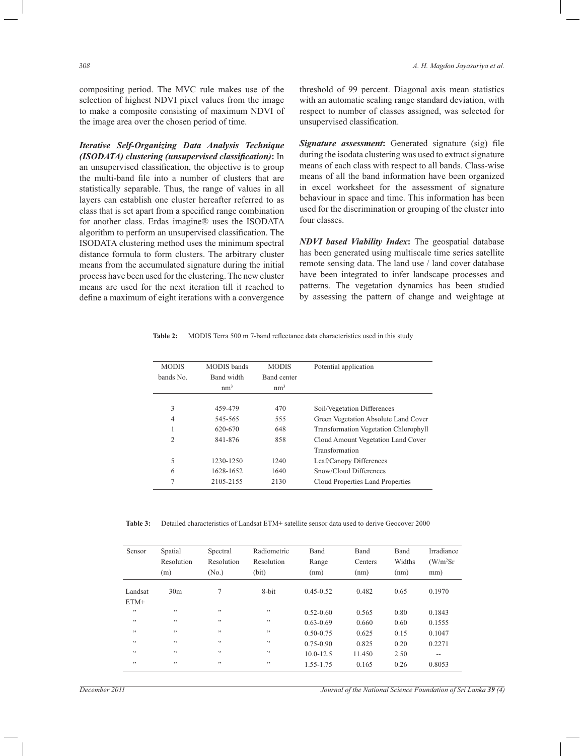compositing period. The MVC rule makes use of the selection of highest NDVI pixel values from the image to make a composite consisting of maximum NDVI of the image area over the chosen period of time.

***Iterative Self-Organizing Data Analysis Technique (ISODATA) clustering (unsupervised classification)*:** In an unsupervised classification, the objective is to group the multi-band file into a number of clusters that are statistically separable. Thus, the range of values in all layers can establish one cluster hereafter referred to as class that is set apart from a specified range combination for another class. Erdas imagine® uses the ISODATA algorithm to perform an unsupervised classification. The ISODATA clustering method uses the minimum spectral distance formula to form clusters. The arbitrary cluster means from the accumulated signature during the initial process have been used for the clustering. The new cluster means are used for the next iteration till it reached to define a maximum of eight iterations with a convergence threshold of 99 percent. Diagonal axis mean statistics with an automatic scaling range standard deviation, with respect to number of classes assigned, was selected for unsupervised classification.

***Signature assessment*:** Generated signature (sig) file during the isodata clustering was used to extract signature means of each class with respect to all bands. Class-wise means of all the band information have been organized in excel worksheet for the assessment of signature behaviour in space and time. This information has been used for the discrimination or grouping of the cluster into four classes.

***NDVI based Viability Index*:** The geospatial database has been generated using multiscale time series satellite remote sensing data. The land use / land cover database have been integrated to infer landscape processes and patterns. The vegetation dynamics has been studied by assessing the pattern of change and weightage at

**Table 2:** MODIS Terra 500 m 7-band reflectance data characteristics used in this study

| MODIS bands No. | MODIS bands Band width $nm^3$ | MODIS Band center $nm^3$ | Potential application |
|---|---|---|---|
| 3 | 459-479 | 470 | Soil/Vegetation Differences |
| 4 | 545-565 | 555 | Green Vegetation Absolute Land Cover |
| 1 | 620-670 | 648 | Transformation Vegetation Chlorophyll |
| 2 | 841-876 | 858 | Cloud Amount Vegetation Land Cover Transformation |
| 5 | 1230-1250 | 1240 | Leaf/Canopy Differences |
| 6 | 1628-1652 | 1640 | Snow/Cloud Differences |
| 7 | 2105-2155 | 2130 | Cloud Properties Land Properties |

**Table 3:** Detailed characteristics of Landsat ETM+ satellite sensor data used to derive Geocover 2000

| Sensor | Spatial Resolution (m) | Spectral Resolution (No.) | Radiometric Resolution (bit) | Band Range (nm) | Band Centers (nm) | Band Widths (nm) | Irradiance ($W/m^2Sr$ mm) |
|---|---|---|---|---|---|---|---|
| Landsat ETM+ | 30m | 7 | 8-bit | 0.45-0.52 | 0.482 | 0.65 | 0.1970 |
| ,, | ,, | ,, | ,, | 0.52-0.60 | 0.565 | 0.80 | 0.1843 |
| ,, | ,, | ,, | ,, | 0.63-0.69 | 0.660 | 0.60 | 0.1555 |
| ,, | ,, | ,, | ,, | 0.50-0.75 | 0.625 | 0.15 | 0.1047 |
| ,, | ,, | ,, | ,, | 0.75-0.90 | 0.825 | 0.20 | 0.2271 |
| ,, | ,, | ,, | ,, | 10.0-12.5 | 11.450 | 2.50 | -- |
| ,, | ,, | ,, | ,, | 1.55-1.75 | 0.165 | 0.26 | 0.8053 |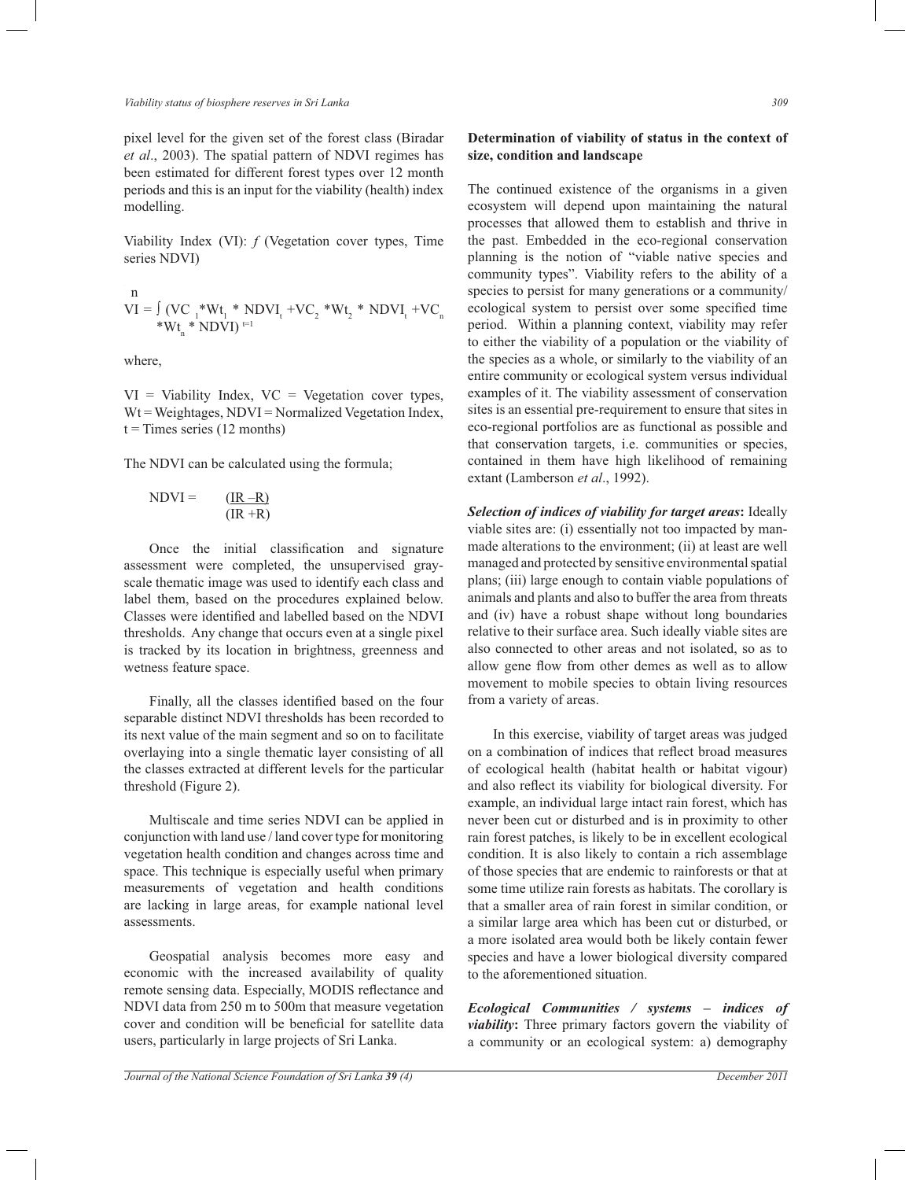pixel level for the given set of the forest class (Biradar *et al*., 2003). The spatial pattern of NDVI regimes has been estimated for different forest types over 12 month periods and this is an input for the viability (health) index modelling.

Viability Index (VI): $f$ (Vegetation cover types, Time series NDVI)

$$VI = \int^{n} (VC_1 * Wt_1 * NDVI_t + VC_2 * Wt_2 * NDVI_t + VC_n * Wt_n * NDVI)^{t=1}$$

where,

VI = Viability Index, VC = Vegetation cover types, Wt = Weightages, NDVI = Normalized Vegetation Index, t = Times series (12 months)

The NDVI can be calculated using the formula;

$$NDVI = \frac{(IR - R)}{(IR + R)}$$

Once the initial classification and signature assessment were completed, the unsupervised gray-scale thematic image was used to identify each class and label them, based on the procedures explained below. Classes were identified and labelled based on the NDVI thresholds. Any change that occurs even at a single pixel is tracked by its location in brightness, greenness and wetness feature space.

Finally, all the classes identified based on the four separable distinct NDVI thresholds has been recorded to its next value of the main segment and so on to facilitate overlaying into a single thematic layer consisting of all the classes extracted at different levels for the particular threshold (Figure 2).

Multiscale and time series NDVI can be applied in conjunction with land use / land cover type for monitoring vegetation health condition and changes across time and space. This technique is especially useful when primary measurements of vegetation and health conditions are lacking in large areas, for example national level assessments.

Geospatial analysis becomes more easy and economic with the increased availability of quality remote sensing data. Especially, MODIS reflectance and NDVI data from 250 m to 500m that measure vegetation cover and condition will be beneficial for satellite data users, particularly in large projects of Sri Lanka.

**Determination of viability of status in the context of size, condition and landscape**

The continued existence of the organisms in a given ecosystem will depend upon maintaining the natural processes that allowed them to establish and thrive in the past. Embedded in the eco-regional conservation planning is the notion of "viable native species and community types". Viability refers to the ability of a species to persist for many generations or a community/ecological system to persist over some specified time period. Within a planning context, viability may refer to either the viability of a population or the viability of the species as a whole, or similarly to the viability of an entire community or ecological system versus individual examples of it. The viability assessment of conservation sites is an essential pre-requirement to ensure that sites in eco-regional portfolios are as functional as possible and that conservation targets, i.e. communities or species, contained in them have high likelihood of remaining extant (Lamberson *et al*., 1992).

***Selection of indices of viability for target areas*:** Ideally viable sites are: (i) essentially not too impacted by man-made alterations to the environment; (ii) at least are well managed and protected by sensitive environmental spatial plans; (iii) large enough to contain viable populations of animals and plants and also to buffer the area from threats and (iv) have a robust shape without long boundaries relative to their surface area. Such ideally viable sites are also connected to other areas and not isolated, so as to allow gene flow from other demes as well as to allow movement to mobile species to obtain living resources from a variety of areas.

In this exercise, viability of target areas was judged on a combination of indices that reflect broad measures of ecological health (habitat health or habitat vigour) and also reflect its viability for biological diversity. For example, an individual large intact rain forest, which has never been cut or disturbed and is in proximity to other rain forest patches, is likely to be in excellent ecological condition. It is also likely to contain a rich assemblage of those species that are endemic to rainforests or that at some time utilize rain forests as habitats. The corollary is that a smaller area of rain forest in similar condition, or a similar large area which has been cut or disturbed, or a more isolated area would both be likely contain fewer species and have a lower biological diversity compared to the aforementioned situation.

***Ecological Communities / systems – indices of viability*:** Three primary factors govern the viability of a community or an ecological system: a) demography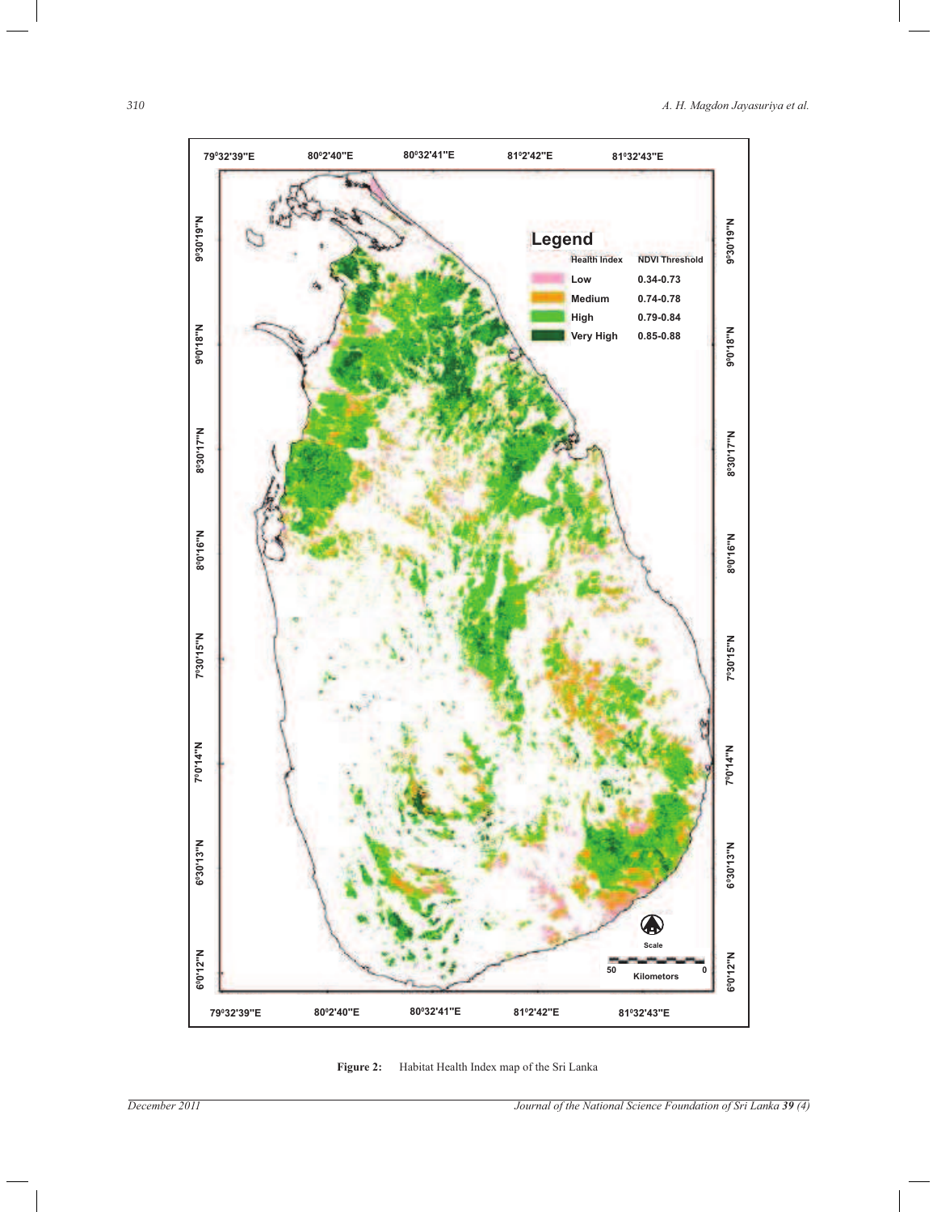Figure 2: Habitat Health Index map of the Sri Lanka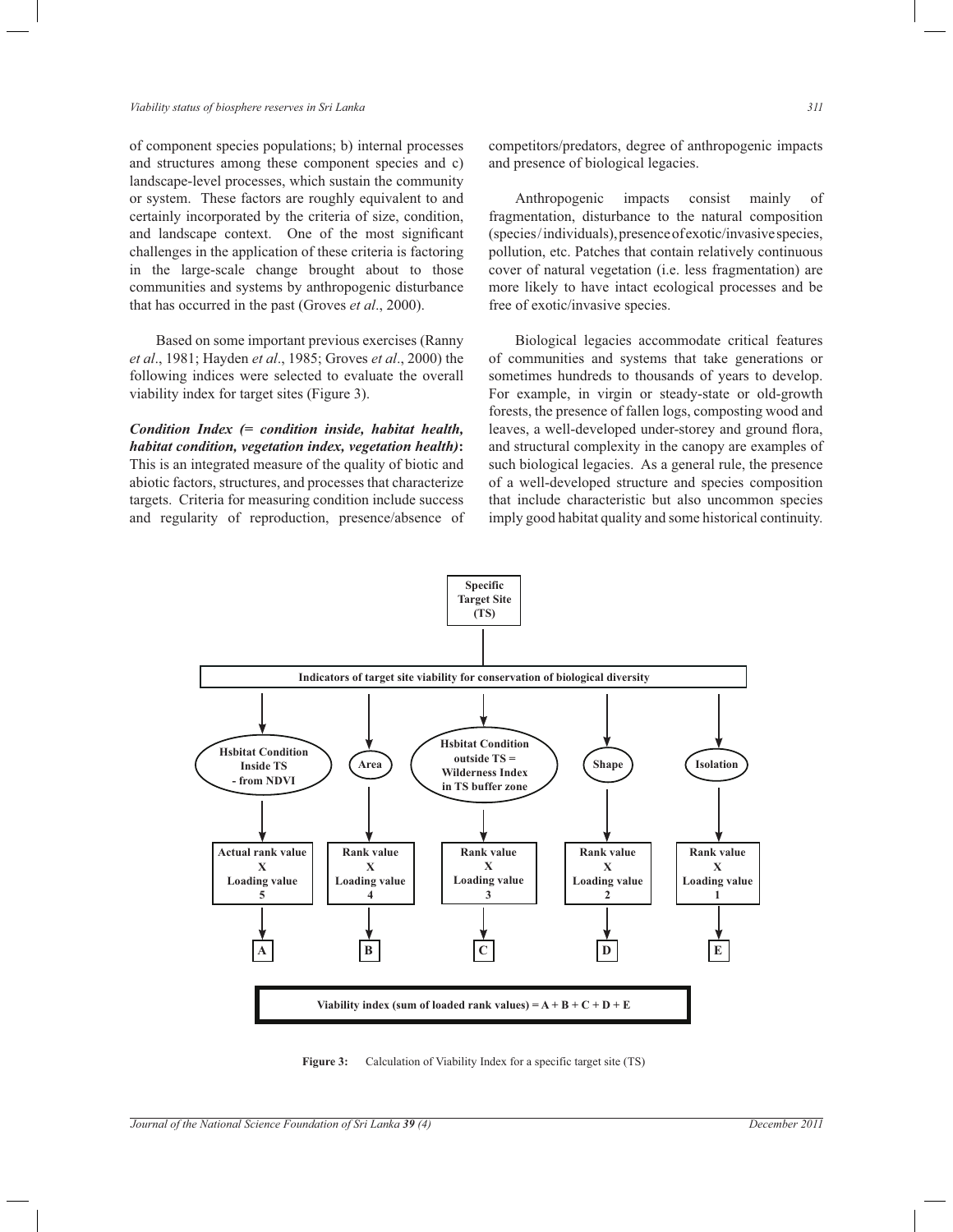of component species populations; b) internal processes and structures among these component species and c) landscape-level processes, which sustain the community or system. These factors are roughly equivalent to and certainly incorporated by the criteria of size, condition, and landscape context. One of the most significant challenges in the application of these criteria is factoring in the large-scale change brought about to those communities and systems by anthropogenic disturbance that has occurred in the past (Groves *et al*., 2000).

Based on some important previous exercises (Ranny *et al*., 1981; Hayden *et al*., 1985; Groves *et al*., 2000) the following indices were selected to evaluate the overall viability index for target sites (Figure 3).

***Condition Index (= condition inside, habitat health, habitat condition, vegetation index, vegetation health)*:** This is an integrated measure of the quality of biotic and abiotic factors, structures, and processes that characterize targets. Criteria for measuring condition include success and regularity of reproduction, presence/absence of competitors/predators, degree of anthropogenic impacts and presence of biological legacies.

Anthropogenic impacts consist mainly of fragmentation, disturbance to the natural composition (species/individuals), presence of exotic/invasive species, pollution, etc. Patches that contain relatively continuous cover of natural vegetation (i.e. less fragmentation) are more likely to have intact ecological processes and be free of exotic/invasive species.

Biological legacies accommodate critical features of communities and systems that take generations or sometimes hundreds to thousands of years to develop. For example, in virgin or steady-state or old-growth forests, the presence of fallen logs, composting wood and leaves, a well-developed under-storey and ground flora, and structural complexity in the canopy are examples of such biological legacies. As a general rule, the presence of a well-developed structure and species composition that include characteristic but also uncommon species imply good habitat quality and some historical continuity.

**Specific Target Site (TS)**

**Indicators of target site viability for conservation of biological diversity**

| Hsbitat Condition Inside TS - from NDVI | Area | Hsbitat Condition outside TS = Wilderness Index in TS buffer zone | Shape | Isolation |
|---|---|---|---|---|
| Actual rank value X Loading value 5 | Rank value X Loading value 4 | Rank value X Loading value 3 | Rank value X Loading value 2 | Rank value X Loading value 1 |
| A | B | C | D | E |

**Viability index (sum of loaded rank values) = A + B + C + D + E**

**Figure 3:** Calculation of Viability Index for a specific target site (TS)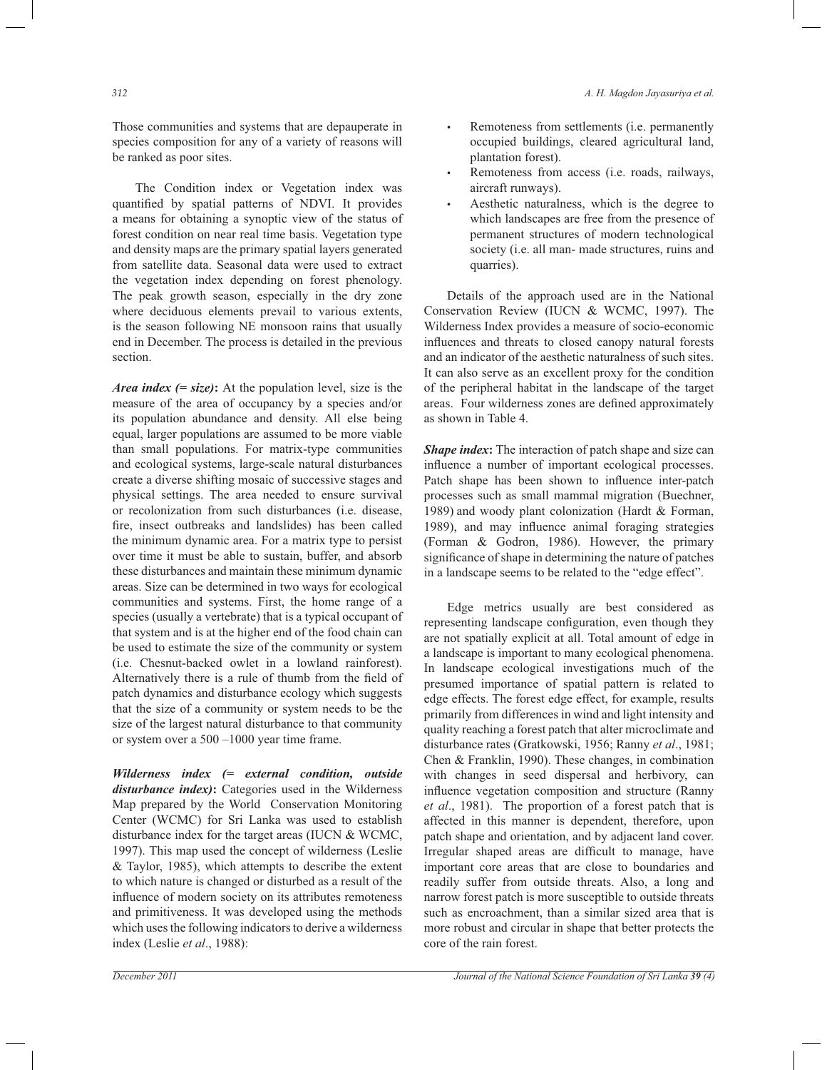Those communities and systems that are depauperate in species composition for any of a variety of reasons will be ranked as poor sites.

The Condition index or Vegetation index was quantified by spatial patterns of NDVI. It provides a means for obtaining a synoptic view of the status of forest condition on near real time basis. Vegetation type and density maps are the primary spatial layers generated from satellite data. Seasonal data were used to extract the vegetation index depending on forest phenology. The peak growth season, especially in the dry zone where deciduous elements prevail to various extents, is the season following NE monsoon rains that usually end in December. The process is detailed in the previous section.

***Area index (= size)*:** At the population level, size is the measure of the area of occupancy by a species and/or its population abundance and density. All else being equal, larger populations are assumed to be more viable than small populations. For matrix-type communities and ecological systems, large-scale natural disturbances create a diverse shifting mosaic of successive stages and physical settings. The area needed to ensure survival or recolonization from such disturbances (i.e. disease, fire, insect outbreaks and landslides) has been called the minimum dynamic area. For a matrix type to persist over time it must be able to sustain, buffer, and absorb these disturbances and maintain these minimum dynamic areas. Size can be determined in two ways for ecological communities and systems. First, the home range of a species (usually a vertebrate) that is a typical occupant of that system and is at the higher end of the food chain can be used to estimate the size of the community or system (i.e. Chesnut-backed owlet in a lowland rainforest). Alternatively there is a rule of thumb from the field of patch dynamics and disturbance ecology which suggests that the size of a community or system needs to be the size of the largest natural disturbance to that community or system over a 500 –1000 year time frame.

***Wilderness index (= external condition, outside disturbance index)*:** Categories used in the Wilderness Map prepared by the World Conservation Monitoring Center (WCMC) for Sri Lanka was used to establish disturbance index for the target areas (IUCN & WCMC, 1997). This map used the concept of wilderness (Leslie & Taylor, 1985), which attempts to describe the extent to which nature is changed or disturbed as a result of the influence of modern society on its attributes remoteness and primitiveness. It was developed using the methods which uses the following indicators to derive a wilderness index (Leslie *et al*., 1988):

- Remoteness from settlements (i.e. permanently occupied buildings, cleared agricultural land, plantation forest).
- Remoteness from access (i.e. roads, railways, aircraft runways).
- Aesthetic naturalness, which is the degree to which landscapes are free from the presence of permanent structures of modern technological society (i.e. all man- made structures, ruins and quarries).

Details of the approach used are in the National Conservation Review (IUCN & WCMC, 1997). The Wilderness Index provides a measure of socio-economic influences and threats to closed canopy natural forests and an indicator of the aesthetic naturalness of such sites. It can also serve as an excellent proxy for the condition of the peripheral habitat in the landscape of the target areas. Four wilderness zones are defined approximately as shown in Table 4.

***Shape index*:** The interaction of patch shape and size can influence a number of important ecological processes. Patch shape has been shown to influence inter-patch processes such as small mammal migration (Buechner, 1989) and woody plant colonization (Hardt & Forman, 1989), and may influence animal foraging strategies (Forman & Godron, 1986). However, the primary significance of shape in determining the nature of patches in a landscape seems to be related to the "edge effect".

Edge metrics usually are best considered as representing landscape configuration, even though they are not spatially explicit at all. Total amount of edge in a landscape is important to many ecological phenomena. In landscape ecological investigations much of the presumed importance of spatial pattern is related to edge effects. The forest edge effect, for example, results primarily from differences in wind and light intensity and quality reaching a forest patch that alter microclimate and disturbance rates (Gratkowski, 1956; Ranny *et al*., 1981; Chen & Franklin, 1990). These changes, in combination with changes in seed dispersal and herbivory, can influence vegetation composition and structure (Ranny *et al*., 1981). The proportion of a forest patch that is affected in this manner is dependent, therefore, upon patch shape and orientation, and by adjacent land cover. Irregular shaped areas are difficult to manage, have important core areas that are close to boundaries and readily suffer from outside threats. Also, a long and narrow forest patch is more susceptible to outside threats such as encroachment, than a similar sized area that is more robust and circular in shape that better protects the core of the rain forest.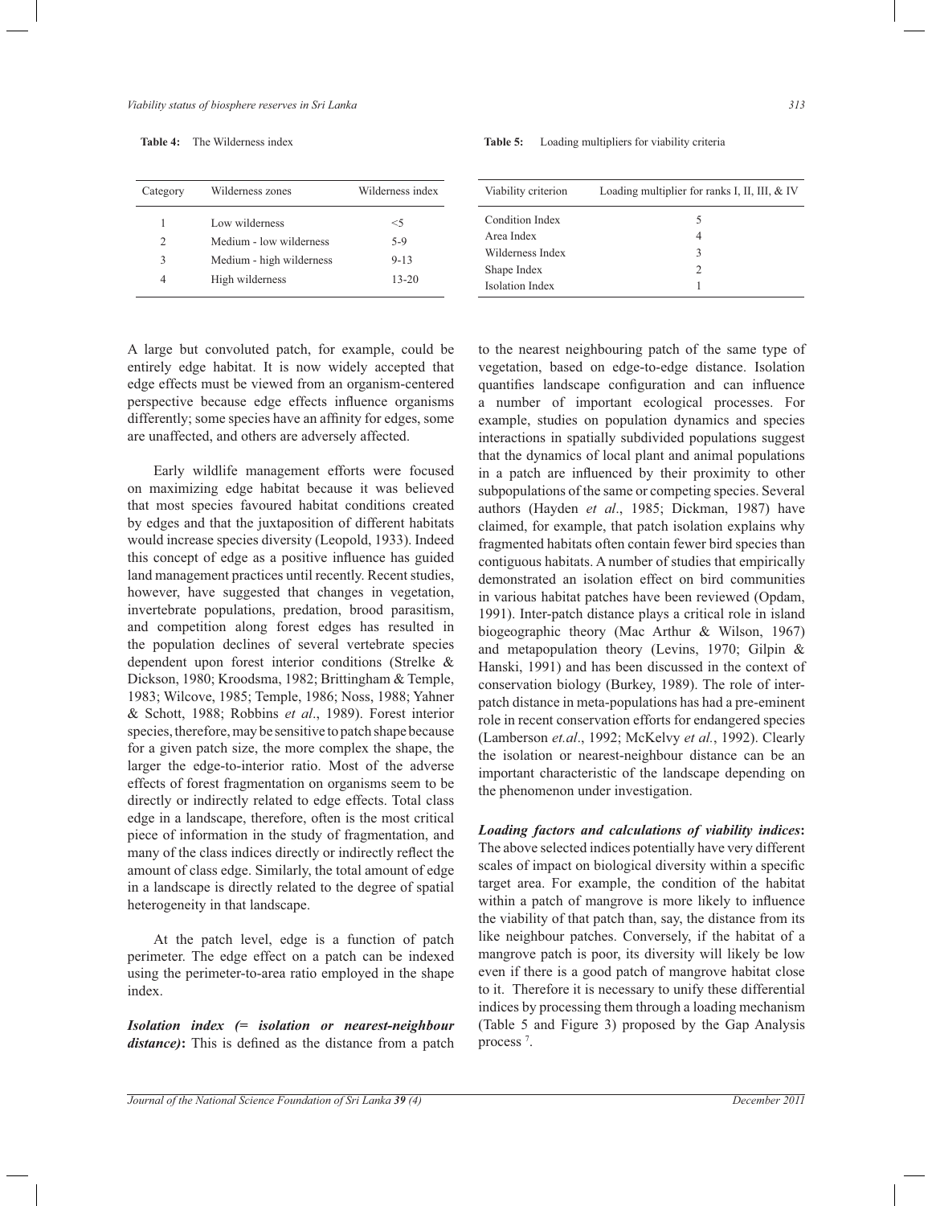**Table 4:** The Wilderness index

| Category | Wilderness zones | Wilderness index |
|---|---|---|
| 1 | Low wilderness | <5 |
| 2 | Medium - low wilderness | 5-9 |
| 3 | Medium - high wilderness | 9-13 |
| 4 | High wilderness | 13-20 |

**Table 5:** Loading multipliers for viability criteria

| Viability criterion | Loading multiplier for ranks I, II, III, & IV |
|---|---|
| Condition Index | 5 |
| Area Index | 4 |
| Wilderness Index | 3 |
| Shape Index | 2 |
| Isolation Index | 1 |

A large but convoluted patch, for example, could be entirely edge habitat. It is now widely accepted that edge effects must be viewed from an organism-centered perspective because edge effects influence organisms differently; some species have an affinity for edges, some are unaffected, and others are adversely affected.

Early wildlife management efforts were focused on maximizing edge habitat because it was believed that most species favoured habitat conditions created by edges and that the juxtaposition of different habitats would increase species diversity (Leopold, 1933). Indeed this concept of edge as a positive influence has guided land management practices until recently. Recent studies, however, have suggested that changes in vegetation, invertebrate populations, predation, brood parasitism, and competition along forest edges has resulted in the population declines of several vertebrate species dependent upon forest interior conditions (Strelke & Dickson, 1980; Kroodsma, 1982; Brittingham & Temple, 1983; Wilcove, 1985; Temple, 1986; Noss, 1988; Yahner & Schott, 1988; Robbins *et al*., 1989). Forest interior species, therefore, may be sensitive to patch shape because for a given patch size, the more complex the shape, the larger the edge-to-interior ratio. Most of the adverse effects of forest fragmentation on organisms seem to be directly or indirectly related to edge effects. Total class edge in a landscape, therefore, often is the most critical piece of information in the study of fragmentation, and many of the class indices directly or indirectly reflect the amount of class edge. Similarly, the total amount of edge in a landscape is directly related to the degree of spatial heterogeneity in that landscape.

At the patch level, edge is a function of patch perimeter. The edge effect on a patch can be indexed using the perimeter-to-area ratio employed in the shape index.

***Isolation index (= isolation or nearest-neighbour distance)*:** This is defined as the distance from a patch to the nearest neighbouring patch of the same type of vegetation, based on edge-to-edge distance. Isolation quantifies landscape configuration and can influence a number of important ecological processes. For example, studies on population dynamics and species interactions in spatially subdivided populations suggest that the dynamics of local plant and animal populations in a patch are influenced by their proximity to other subpopulations of the same or competing species. Several authors (Hayden *et al*., 1985; Dickman, 1987) have claimed, for example, that patch isolation explains why fragmented habitats often contain fewer bird species than contiguous habitats. A number of studies that empirically demonstrated an isolation effect on bird communities in various habitat patches have been reviewed (Opdam, 1991). Inter-patch distance plays a critical role in island biogeographic theory (Mac Arthur & Wilson, 1967) and metapopulation theory (Levins, 1970; Gilpin & Hanski, 1991) and has been discussed in the context of conservation biology (Burkey, 1989). The role of inter-patch distance in meta-populations has had a pre-eminent role in recent conservation efforts for endangered species (Lamberson *et.al*., 1992; McKelvy *et al.*, 1992). Clearly the isolation or nearest-neighbour distance can be an important characteristic of the landscape depending on the phenomenon under investigation.

***Loading factors and calculations of viability indices*:** The above selected indices potentially have very different scales of impact on biological diversity within a specific target area. For example, the condition of the habitat within a patch of mangrove is more likely to influence the viability of that patch than, say, the distance from its like neighbour patches. Conversely, if the habitat of a mangrove patch is poor, its diversity will likely be low even if there is a good patch of mangrove habitat close to it. Therefore it is necessary to unify these differential indices by processing them through a loading mechanism (Table 5 and Figure 3) proposed by the Gap Analysis process [7].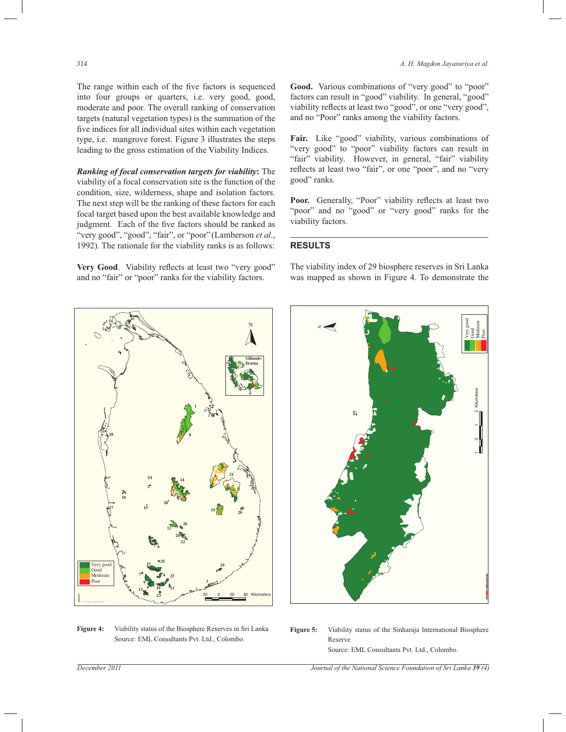The range within each of the five factors is sequenced into four groups or quarters, i.e. very good, good, moderate and poor. The overall ranking of conservation targets (natural vegetation types) is the summation of the five indices for all individual sites within each vegetation type, i.e. mangrove forest. Figure 3 illustrates the steps leading to the gross estimation of the Viability Indices.

***Ranking of focal conservation targets for viability*:** The viability of a focal conservation site is the function of the condition, size, wilderness, shape and isolation factors. The next step will be the ranking of these factors for each focal target based upon the best available knowledge and judgment. Each of the five factors should be ranked as "very good", "good", "fair", or "poor" (Lamberson *et al*., 1992). The rationale for the viability ranks is as follows:

**Very Good**. Viability reflects at least two "very good" and no "fair" or "poor" ranks for the viability factors.

**Good.** Various combinations of "very good" to "poor" factors can result in "good" viability. In general, "good" viability reflects at least two "good", or one "very good", and no "Poor" ranks among the viability factors.

**Fair.** Like "good" viability, various combinations of "very good" to "poor" viability factors can result in "fair" viability. However, in general, "fair" viability reflects at least two "fair", or one "poor", and no "very good" ranks.

**Poor.** Generally, "Poor" viability reflects at least two "poor" and no "good" or "very good" ranks for the viability factors.

## RESULTS

The viability index of 29 biosphere reserves in Sri Lanka was mapped as shown in Figure 4. To demonstrate the

**Figure 4:** Viability status of the Biosphere Reserves in Sri Lanka
Source: EML Consultants Pvt. Ltd., Colombo.

**Figure 5:** Viability status of the Sinharaja International Biosphere Reserve
Source: EML Consultants Pvt. Ltd., Colombo.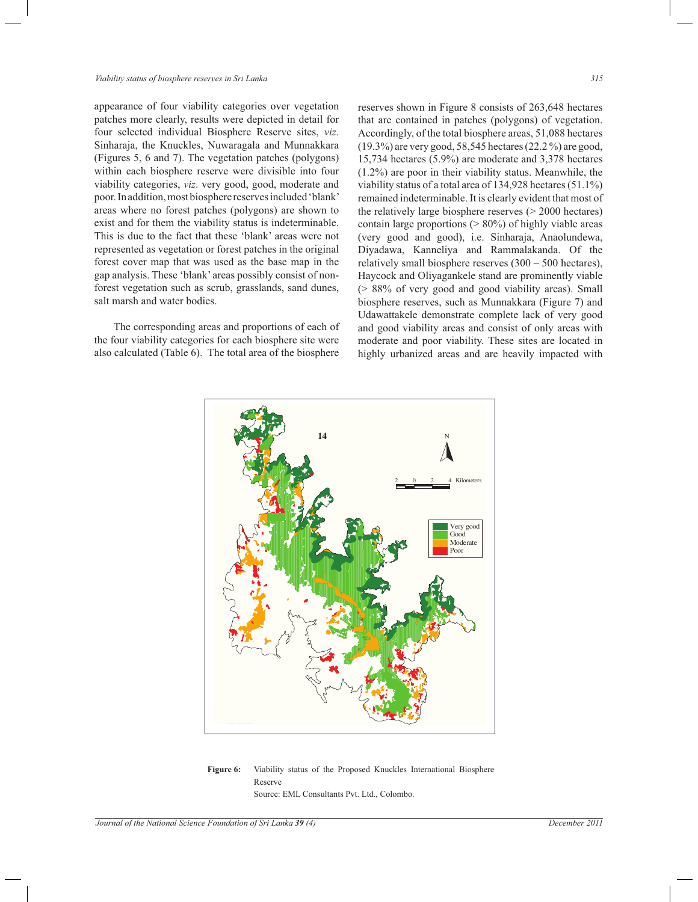appearance of four viability categories over vegetation patches more clearly, results were depicted in detail for four selected individual Biosphere Reserve sites, *viz*. Sinharaja, the Knuckles, Nuwaragala and Munnakkara (Figures 5, 6 and 7). The vegetation patches (polygons) within each biosphere reserve were divisible into four viability categories, *viz*. very good, good, moderate and poor. In addition, most biosphere reserves included 'blank' areas where no forest patches (polygons) are shown to exist and for them the viability status is indeterminable. This is due to the fact that these 'blank' areas were not represented as vegetation or forest patches in the original forest cover map that was used as the base map in the gap analysis. These 'blank' areas possibly consist of non-forest vegetation such as scrub, grasslands, sand dunes, salt marsh and water bodies.

The corresponding areas and proportions of each of the four viability categories for each biosphere site were also calculated (Table 6). The total area of the biosphere reserves shown in Figure 8 consists of 263,648 hectares that are contained in patches (polygons) of vegetation. Accordingly, of the total biosphere areas, 51,088 hectares (19.3%) are very good, 58,545 hectares (22.2 %) are good, 15,734 hectares (5.9%) are moderate and 3,378 hectares (1.2%) are poor in their viability status. Meanwhile, the viability status of a total area of 134,928 hectares (51.1%) remained indeterminable. It is clearly evident that most of the relatively large biosphere reserves (> 2000 hectares) contain large proportions (> 80%) of highly viable areas (very good and good), i.e. Sinharaja, Anaolundewa, Diyadawa, Kanneliya and Rammalakanda. Of the relatively small biosphere reserves (300 – 500 hectares), Haycock and Oliyagankele stand are prominently viable (> 88% of very good and good viability areas). Small biosphere reserves, such as Munnakkara (Figure 7) and Udawattakele demonstrate complete lack of very good and good viability areas and consist of only areas with moderate and poor viability. These sites are located in highly urbanized areas and are heavily impacted with

**Figure 6:** Viability status of the Proposed Knuckles International Biosphere Reserve

Source: EML Consultants Pvt. Ltd., Colombo.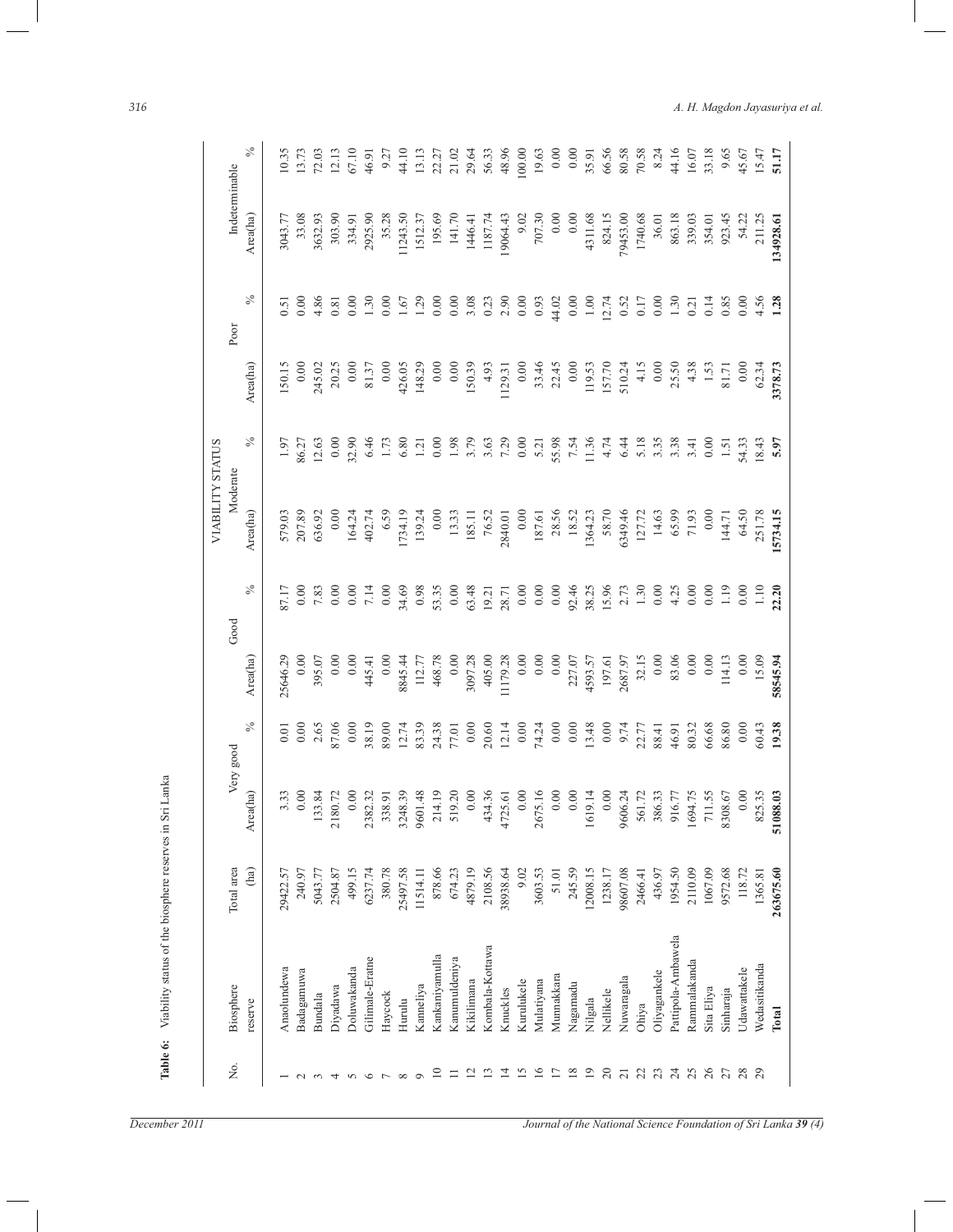**Table 6:** Viability status of the biosphere reserves in Sri Lanka

| No. | Biosphere reserve | Total area (ha) | VIABILITY STATUS | | | | | | | | | |
|---|---|---|---|---|---|---|---|---|---|---|---|---|
| | | | Very good | | Good | | Moderate | | Poor | | Indeterminable | |
| | | | Area(ha) | % | Area(ha) | % | Area(ha) | % | Area(ha) | % | Area(ha) | % |
| 1 | Anaolundewa | 29422.57 | 3.33 | 0.01 | 25646.29 | 87.17 | 579.03 | 1.97 | 150.15 | 0.51 | 3043.77 | 10.35 |
| 2 | Badagamuwa | 240.97 | 0.00 | 0.00 | 0.00 | 0.00 | 207.89 | 86.27 | 0.00 | 0.00 | 33.08 | 13.73 |
| 3 | Bundala | 5043.77 | 133.84 | 2.65 | 395.07 | 7.83 | 636.92 | 12.63 | 245.02 | 4.86 | 3632.93 | 72.03 |
| 4 | Diyadawa | 2504.87 | 2180.72 | 87.06 | 0.00 | 0.00 | 0.00 | 0.00 | 20.25 | 0.81 | 303.90 | 12.13 |
| 5 | Doluwakanda | 499.15 | 0.00 | 0.00 | 0.00 | 0.00 | 164.24 | 32.90 | 0.00 | 0.00 | 334.91 | 67.10 |
| 6 | Gilimale-Eratne | 6237.74 | 2382.32 | 38.19 | 445.41 | 7.14 | 402.74 | 6.46 | 81.37 | 1.30 | 2925.90 | 46.91 |
| 7 | Haycock | 380.78 | 338.91 | 89.00 | 0.00 | 0.00 | 6.59 | 1.73 | 0.00 | 0.00 | 35.28 | 9.27 |
| 8 | Hurulu | 25497.58 | 3248.39 | 12.74 | 8845.44 | 34.69 | 1734.19 | 6.80 | 426.05 | 1.67 | 11243.50 | 44.10 |
| 9 | Kanneliya | 11514.11 | 9601.48 | 83.39 | 112.77 | 0.98 | 139.24 | 1.21 | 148.29 | 1.29 | 1512.37 | 13.13 |
| 10 | Kankaniyamulla | 878.66 | 214.19 | 24.38 | 468.78 | 53.35 | 0.00 | 0.00 | 0.00 | 0.00 | 195.69 | 22.27 |
| 11 | Kanumuldeniya | 674.23 | 519.20 | 77.01 | 0.00 | 0.00 | 13.33 | 1.98 | 0.00 | 0.00 | 141.70 | 21.02 |
| 12 | Kikilimana | 4879.19 | 0.00 | 0.00 | 3097.28 | 63.48 | 185.11 | 3.79 | 150.39 | 3.08 | 1446.41 | 29.64 |
| 13 | Kombala-Kottawa | 2108.56 | 434.36 | 20.60 | 405.00 | 19.21 | 76.52 | 3.63 | 4.93 | 0.23 | 1187.74 | 56.33 |
| 14 | Knuckles | 38938.64 | 4725.61 | 12.14 | 11179.28 | 28.71 | 2840.01 | 7.29 | 1129.31 | 2.90 | 19064.43 | 48.96 |
| 15 | Kurulukele | 9.02 | 0.00 | 0.00 | 0.00 | 0.00 | 0.00 | 0.00 | 0.00 | 0.00 | 9.02 | 100.00 |
| 16 | Mulatiyana | 3603.53 | 2675.16 | 74.24 | 0.00 | 0.00 | 187.61 | 5.21 | 33.46 | 0.93 | 707.30 | 19.63 |
| 17 | Munnakkara | 51.01 | 0.00 | 0.00 | 0.00 | 0.00 | 28.56 | 55.98 | 22.45 | 44.02 | 0.00 | 0.00 |
| 18 | Nagamadu | 245.59 | 0.00 | 0.00 | 227.07 | 92.46 | 18.52 | 7.54 | 0.00 | 0.00 | 0.00 | 0.00 |
| 19 | Nilgala | 12008.15 | 1619.14 | 13.48 | 4593.57 | 38.25 | 1364.23 | 11.36 | 119.53 | 1.00 | 4311.68 | 35.91 |
| 20 | Nellikele | 1238.17 | 0.00 | 0.00 | 197.61 | 15.96 | 58.70 | 4.74 | 157.70 | 12.74 | 824.15 | 66.56 |
| 21 | Nuwaragala | 98607.08 | 9606.24 | 9.74 | 2687.97 | 2.73 | 6349.46 | 6.44 | 510.24 | 0.52 | 79453.00 | 80.58 |
| 22 | Ohiya | 2466.41 | 561.72 | 22.77 | 32.15 | 1.30 | 127.72 | 5.18 | 4.15 | 0.17 | 1740.68 | 70.58 |
| 23 | Oliyagankele | 436.97 | 386.33 | 88.41 | 0.00 | 0.00 | 14.63 | 3.35 | 0.00 | 0.00 | 36.01 | 8.24 |
| 24 | Pattipola-Ambawela | 1954.50 | 916.77 | 46.91 | 83.06 | 4.25 | 65.99 | 3.38 | 25.50 | 1.30 | 863.18 | 44.16 |
| 25 | Rammalakanda | 2110.09 | 1694.75 | 80.32 | 0.00 | 0.00 | 71.93 | 3.41 | 4.38 | 0.21 | 339.03 | 16.07 |
| 26 | Sita Eliya | 1067.09 | 711.55 | 66.68 | 0.00 | 0.00 | 0.00 | 0.00 | 1.53 | 0.14 | 354.01 | 33.18 |
| 27 | Sinharaja | 9572.68 | 8308.67 | 86.80 | 114.13 | 1.19 | 144.71 | 1.51 | 81.71 | 0.85 | 923.45 | 9.65 |
| 28 | Udawattakele | 118.72 | 0.00 | 0.00 | 0.00 | 0.00 | 64.50 | 54.33 | 0.00 | 0.00 | 54.22 | 45.67 |
| 29 | Wedasitikanda | 1365.81 | 825.35 | 60.43 | 15.09 | 1.10 | 251.78 | 18.43 | 62.34 | 4.56 | 211.25 | 15.47 |
| | **Total** | **263675.60** | **51088.03** | **19.38** | **58545.94** | **22.20** | **15734.15** | **5.97** | **3378.73** | **1.28** | **134928.61** | **51.17** |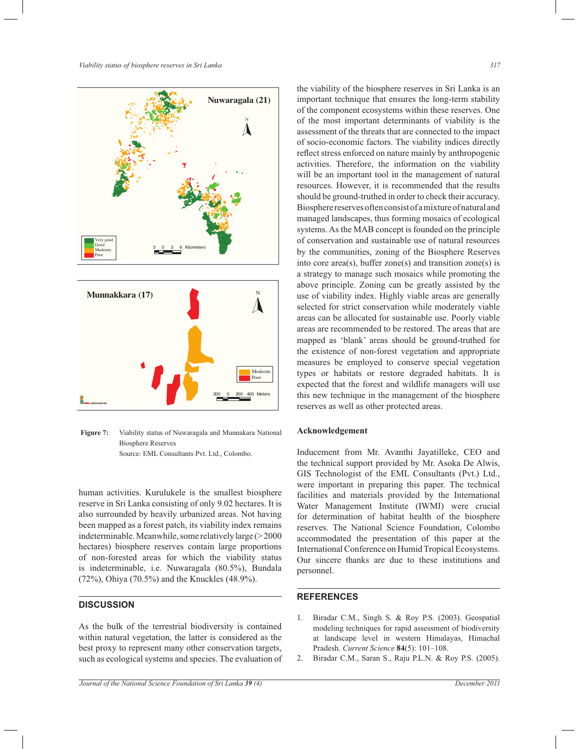Figure 7: Viability status of Nuwaragala and Munnakara National Biosphere Reserves
Source: EML Consultants Pvt. Ltd., Colombo.

human activities. Kurulukele is the smallest biosphere reserve in Sri Lanka consisting of only 9.02 hectares. It is also surrounded by heavily urbanized areas. Not having been mapped as a forest patch, its viability index remains indeterminable. Meanwhile, some relatively large (>2000 hectares) biosphere reserves contain large proportions of non-forested areas for which the viability status is indeterminable, i.e. Nuwaragala (80.5%), Bundala (72%), Ohiya (70.5%) and the Knuckles (48.9%).

## DISCUSSION

As the bulk of the terrestrial biodiversity is contained within natural vegetation, the latter is considered as the best proxy to represent many other conservation targets, such as ecological systems and species. The evaluation of the viability of the biosphere reserves in Sri Lanka is an important technique that ensures the long-term stability of the component ecosystems within these reserves. One of the most important determinants of viability is the assessment of the threats that are connected to the impact of socio-economic factors. The viability indices directly reflect stress enforced on nature mainly by anthropogenic activities. Therefore, the information on the viability will be an important tool in the management of natural resources. However, it is recommended that the results should be ground-truthed in order to check their accuracy. Biosphere reserves often consist of a mixture of natural and managed landscapes, thus forming mosaics of ecological systems. As the MAB concept is founded on the principle of conservation and sustainable use of natural resources by the communities, zoning of the Biosphere Reserves into core area(s), buffer zone(s) and transition zone(s) is a strategy to manage such mosaics while promoting the above principle. Zoning can be greatly assisted by the use of viability index. Highly viable areas are generally selected for strict conservation while moderately viable areas can be allocated for sustainable use. Poorly viable areas are recommended to be restored. The areas that are mapped as 'blank' areas should be ground-truthed for the existence of non-forest vegetation and appropriate measures be employed to conserve special vegetation types or habitats or restore degraded habitats. It is expected that the forest and wildlife managers will use this new technique in the management of the biosphere reserves as well as other protected areas.

## Acknowledgement

Inducement from Mr. Avanthi Jayatilleke, CEO and the technical support provided by Mr. Asoka De Alwis, GIS Technologist of the EML Consultants (Pvt.) Ltd., were important in preparing this paper. The technical facilities and materials provided by the International Water Management Institute (IWMI) were crucial for determination of habitat health of the biosphere reserves. The National Science Foundation, Colombo accommodated the presentation of this paper at the International Conference on Humid Tropical Ecosystems. Our sincere thanks are due to these institutions and personnel.

## REFERENCES

1. Biradar C.M., Singh S. & Roy P.S. (2003). Geospatial modeling techniques for rapid assessment of biodiversity at landscape level in western Himalayas, Himachal Pradesh. *Current Science* **84**(5): 101–108.
2. Biradar C.M., Saran S., Raju P.L.N. & Roy P.S. (2005).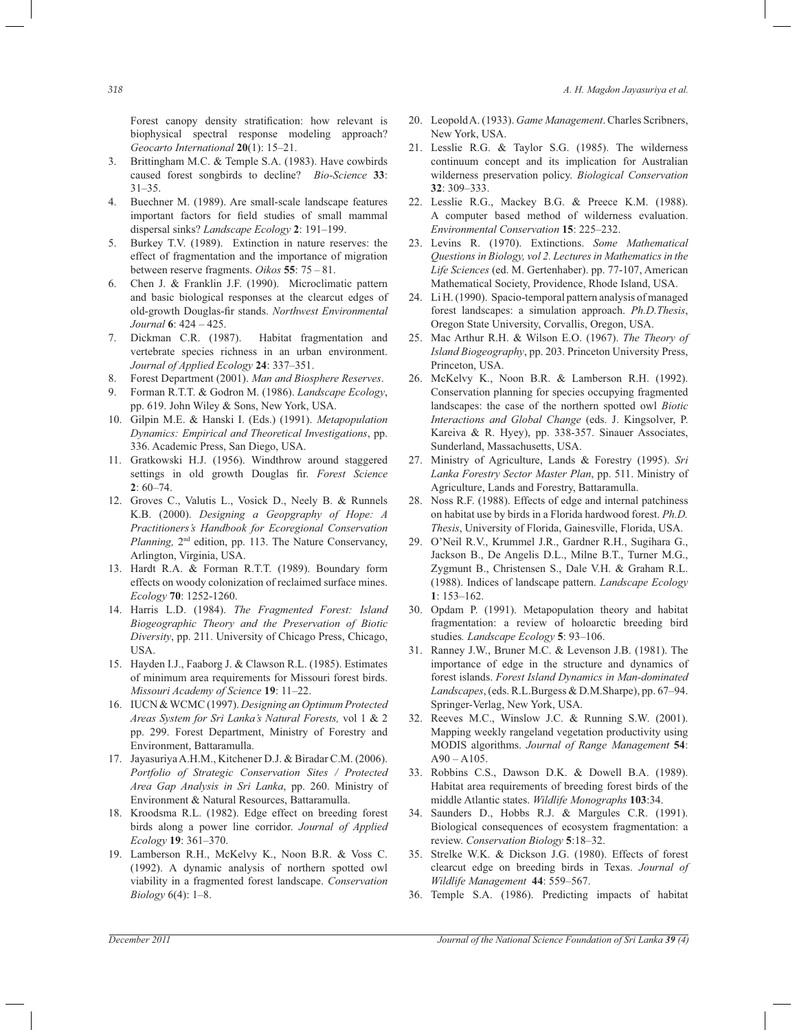Forest canopy density stratification: how relevant is biophysical spectral response modeling approach? *Geocarto International* **20**(1): 15–21.

3. Brittingham M.C. & Temple S.A. (1983). Have cowbirds caused forest songbirds to decline? *Bio-Science* **33**: 31–35.
4. Buechner M. (1989). Are small-scale landscape features important factors for field studies of small mammal dispersal sinks? *Landscape Ecology* **2**: 191–199.
5. Burkey T.V. (1989). Extinction in nature reserves: the effect of fragmentation and the importance of migration between reserve fragments. *Oikos* **55**: 75 – 81.
6. Chen J. & Franklin J.F. (1990). Microclimatic pattern and basic biological responses at the clearcut edges of old-growth Douglas-fir stands. *Northwest Environmental Journal* **6**: 424 – 425.
7. Dickman C.R. (1987). Habitat fragmentation and vertebrate species richness in an urban environment. *Journal of Applied Ecology* **24**: 337–351.
8. Forest Department (2001). *Man and Biosphere Reserves*.
9. Forman R.T.T. & Godron M. (1986). *Landscape Ecology*, pp. 619. John Wiley & Sons, New York, USA.
10. Gilpin M.E. & Hanski I. (Eds.) (1991). *Metapopulation Dynamics: Empirical and Theoretical Investigations*, pp. 336. Academic Press, San Diego, USA.
11. Gratkowski H.J. (1956). Windthrow around staggered settings in old growth Douglas fir. *Forest Science* **2**: 60–74.
12. Groves C., Valutis L., Vosick D., Neely B. & Runnels K.B. (2000). *Designing a Geopgraphy of Hope: A Practitioners's Handbook for Ecoregional Conservation Planning,* 2nd edition, pp. 113. The Nature Conservancy, Arlington, Virginia, USA.
13. Hardt R.A. & Forman R.T.T. (1989). Boundary form effects on woody colonization of reclaimed surface mines. *Ecology* **70**: 1252-1260.
14. Harris L.D. (1984). *The Fragmented Forest: Island Biogeographic Theory and the Preservation of Biotic Diversity*, pp. 211. University of Chicago Press, Chicago, USA.
15. Hayden I.J., Faaborg J. & Clawson R.L. (1985). Estimates of minimum area requirements for Missouri forest birds. *Missouri Academy of Science* **19**: 11–22.
16. IUCN & WCMC (1997). *Designing an Optimum Protected Areas System for Sri Lanka's Natural Forests,* vol 1 & 2 pp. 299. Forest Department, Ministry of Forestry and Environment, Battaramulla.
17. Jayasuriya A.H.M., Kitchener D.J. & Biradar C.M. (2006). *Portfolio of Strategic Conservation Sites / Protected Area Gap Analysis in Sri Lanka*, pp. 260. Ministry of Environment & Natural Resources, Battaramulla.
18. Kroodsma R.L. (1982). Edge effect on breeding forest birds along a power line corridor. *Journal of Applied Ecology* **19**: 361–370.
19. Lamberson R.H., McKelvy K., Noon B.R. & Voss C. (1992). A dynamic analysis of northern spotted owl viability in a fragmented forest landscape. *Conservation Biology* 6(4): 1–8.
20. Leopold A. (1933). *Game Management*. Charles Scribners, New York, USA.
21. Lesslie R.G. & Taylor S.G. (1985). The wilderness continuum concept and its implication for Australian wilderness preservation policy. *Biological Conservation* **32**: 309–333.
22. Lesslie R.G., Mackey B.G. & Preece K.M. (1988). A computer based method of wilderness evaluation. *Environmental Conservation* **15**: 225–232.
23. Levins R. (1970). Extinctions. *Some Mathematical Questions in Biology, vol 2. Lectures in Mathematics in the Life Sciences* (ed. M. Gertenhaber). pp. 77-107, American Mathematical Society, Providence, Rhode Island, USA.
24. Li H. (1990). Spacio-temporal pattern analysis of managed forest landscapes: a simulation approach. *Ph.D.Thesis*, Oregon State University, Corvallis, Oregon, USA.
25. Mac Arthur R.H. & Wilson E.O. (1967). *The Theory of Island Biogeography*, pp. 203. Princeton University Press, Princeton, USA.
26. McKelvy K., Noon B.R. & Lamberson R.H. (1992). Conservation planning for species occupying fragmented landscapes: the case of the northern spotted owl *Biotic Interactions and Global Change* (eds. J. Kingsolver, P. Kareiva & R. Hyey), pp. 338-357. Sinauer Associates, Sunderland, Massachusetts, USA.
27. Ministry of Agriculture, Lands & Forestry (1995). *Sri Lanka Forestry Sector Master Plan*, pp. 511. Ministry of Agriculture, Lands and Forestry, Battaramulla.
28. Noss R.F. (1988). Effects of edge and internal patchiness on habitat use by birds in a Florida hardwood forest. *Ph.D. Thesis*, University of Florida, Gainesville, Florida, USA.
29. O'Neil R.V., Krummel J.R., Gardner R.H., Sugihara G., Jackson B., De Angelis D.L., Milne B.T., Turner M.G., Zygmunt B., Christensen S., Dale V.H. & Graham R.L. (1988). Indices of landscape pattern. *Landscape Ecology* **1**: 153–162.
30. Opdam P. (1991). Metapopulation theory and habitat fragmentation: a review of holoarctic breeding bird studies*. Landscape Ecology* **5**: 93–106.
31. Ranney J.W., Bruner M.C. & Levenson J.B. (1981). The importance of edge in the structure and dynamics of forest islands. *Forest Island Dynamics in Man-dominated Landscapes*, (eds. R.L.Burgess & D.M.Sharpe), pp. 67–94. Springer-Verlag, New York, USA.
32. Reeves M.C., Winslow J.C. & Running S.W. (2001). Mapping weekly rangeland vegetation productivity using MODIS algorithms. *Journal of Range Management* **54**: A90 – A105.
33. Robbins C.S., Dawson D.K. & Dowell B.A. (1989). Habitat area requirements of breeding forest birds of the middle Atlantic states. *Wildlife Monographs* **103**:34.
34. Saunders D., Hobbs R.J. & Margules C.R. (1991). Biological consequences of ecosystem fragmentation: a review. *Conservation Biology* **5**:18–32.
35. Strelke W.K. & Dickson J.G. (1980). Effects of forest clearcut edge on breeding birds in Texas. *Journal of Wildlife Management* **44**: 559–567.
36. Temple S.A. (1986). Predicting impacts of habitat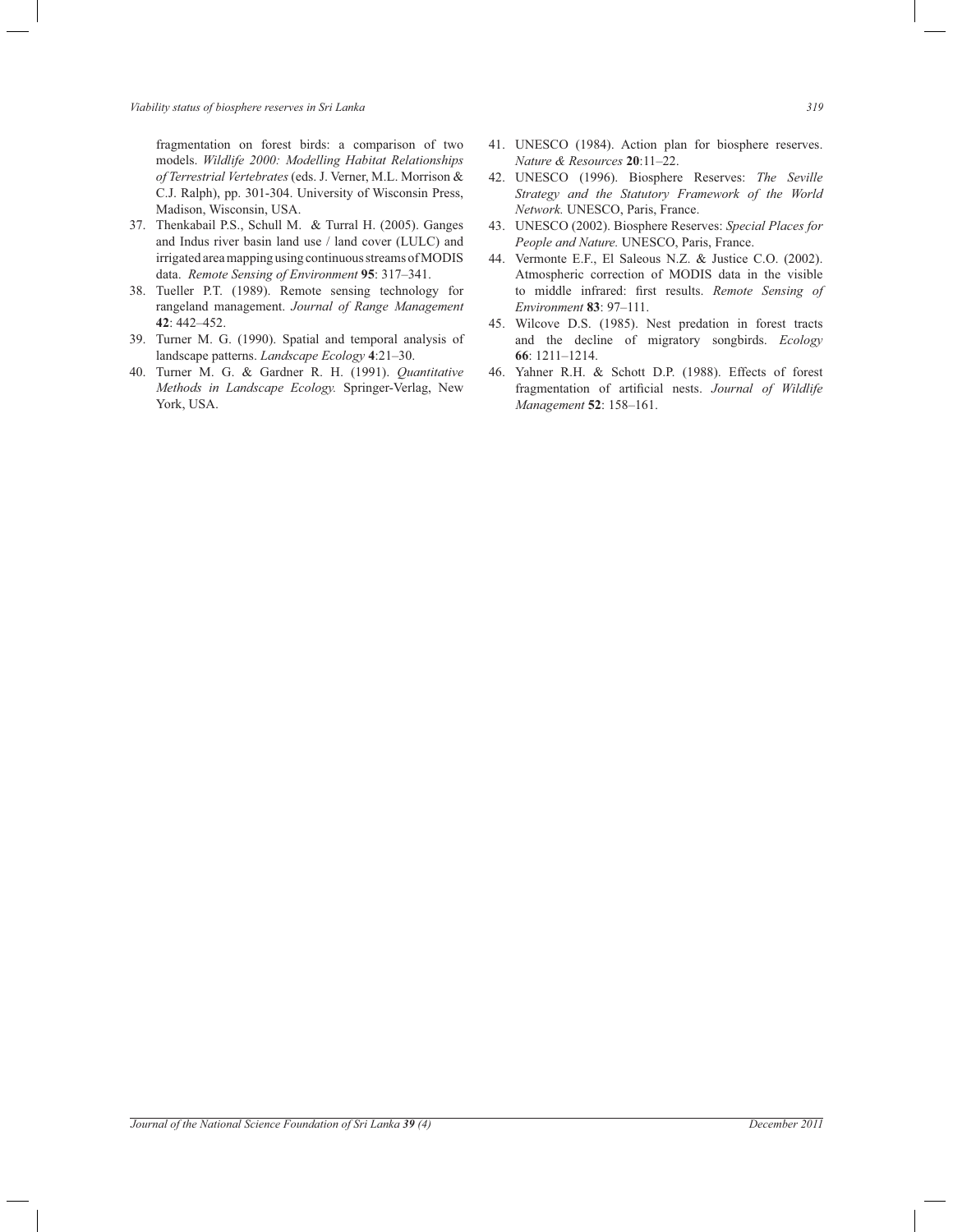fragmentation on forest birds: a comparison of two models. *Wildlife 2000: Modelling Habitat Relationships of Terrestrial Vertebrates* (eds. J. Verner, M.L. Morrison & C.J. Ralph), pp. 301-304. University of Wisconsin Press, Madison, Wisconsin, USA.

37. Thenkabail P.S., Schull M. & Turral H. (2005). Ganges and Indus river basin land use / land cover (LULC) and irrigated area mapping using continuous streams of MODIS data. *Remote Sensing of Environment* **95**: 317–341.
38. Tueller P.T. (1989). Remote sensing technology for rangeland management. *Journal of Range Management* **42**: 442–452.
39. Turner M. G. (1990). Spatial and temporal analysis of landscape patterns. *Landscape Ecology* **4**:21–30.
40. Turner M. G. & Gardner R. H. (1991). *Quantitative Methods in Landscape Ecology.* Springer-Verlag, New York, USA.
41. UNESCO (1984). Action plan for biosphere reserves. *Nature & Resources* **20**:11–22.
42. UNESCO (1996). Biosphere Reserves: *The Seville Strategy and the Statutory Framework of the World Network.* UNESCO, Paris, France.
43. UNESCO (2002). Biosphere Reserves: *Special Places for People and Nature.* UNESCO, Paris, France.
44. Vermonte E.F., El Saleous N.Z. & Justice C.O. (2002). Atmospheric correction of MODIS data in the visible to middle infrared: first results. *Remote Sensing of Environment* **83**: 97–111.
45. Wilcove D.S. (1985). Nest predation in forest tracts and the decline of migratory songbirds. *Ecology* **66**: 1211–1214.
46. Yahner R.H. & Schott D.P. (1988). Effects of forest fragmentation of artificial nests. *Journal of Wildlife Management* **52**: 158–161.